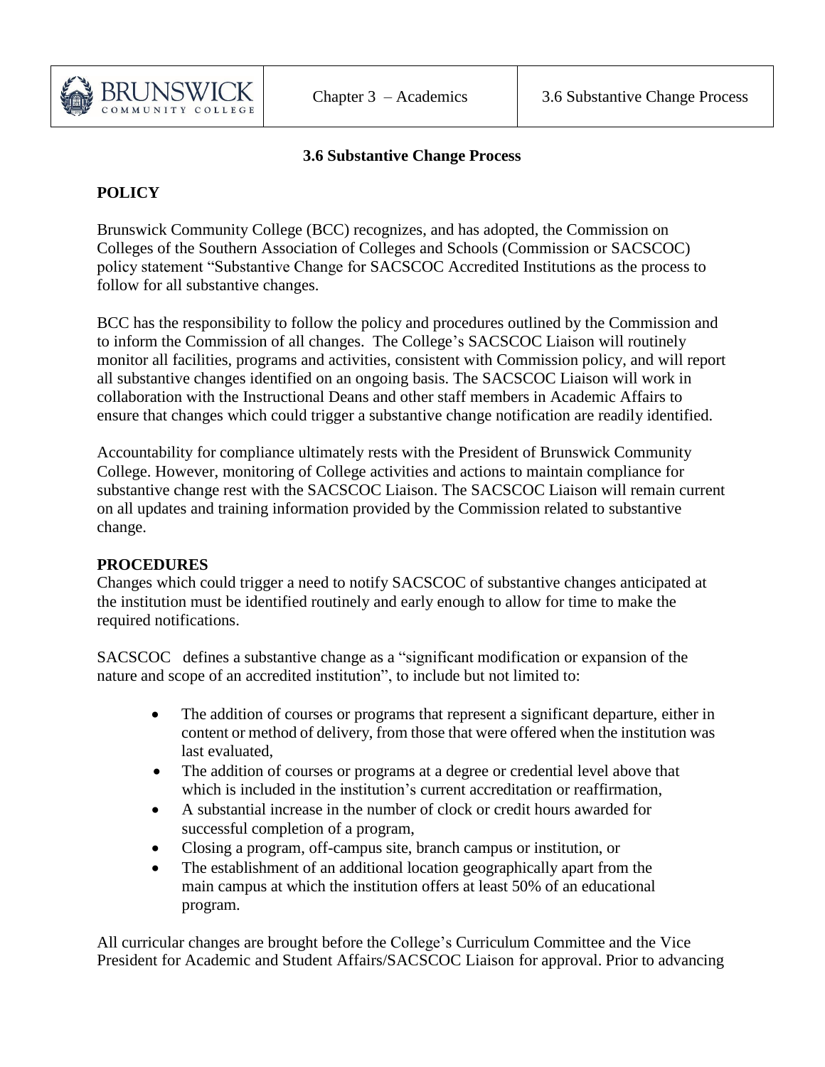# 3.6 Substantive Change Process

## POLICY

Brunswick Community College (BCC) recognizes, and has adopted, the Commission on Colleges of the Southern Association of Colleges and Schools (Commission or SACSCOC) policy statement "Substantive Change for SACSCOC Accredited Institutions as the process to follow for all substantive changes.

BCC has the responsibility to follow the policy and procedures outlined by the Commission and to inform the Commission of all changes. The College's SACSCOC Liaison will routinely monitor all facilities, programs and activities, consistent with Commission policy, and will report all substantive changes identified on an ongoing basis. The SACSCOC Liaison will work in collaboration with the Instructional Deans and other staff members in Academic Affairs to ensure that changes which could trigger a substantive change notification are readily identified.

Accountability for compliance ultimately rests with the President of Brunswick Community College. However, monitoring of College activities and actions to maintain compliance for substantive change rest with the SACSCOC Liaison. The SACSCOC Liaison will remain current on all updates and training information provided by the Commission related to substantive change.

## PROCEDURES

Changes which could trigger a need to notify SACSCOC of substantive changes anticipated at the institution must be identified routinely and early enough to allow for time to make the required notifications.

SACSCOC defines a substantive change as a "significant modification or expansion of the nature and scope of an accredited institution", to include but not limited to:

- The addition of courses or programs that represent a significant departure, either in content or method of delivery, from those that were offered when the institution was last evaluated,
- The addition of courses or programs at a degree or credential level above that which is included in the institution's current accreditation or reaffirmation,
- A substantial increase in the number of clock or credit hours awarded for successful completion of a program,
- Closing a program, off-campus site, branch campus or institution, or
- The establishment of an additional location geographically apart from the main campus at which the institution offers at least 50% of an educational program.

All curricular changes are brought before the College's Curriculum Committee and the Vice President for Academic and Student Affairs/SACSCOC Liaison for approval. Prior to advancing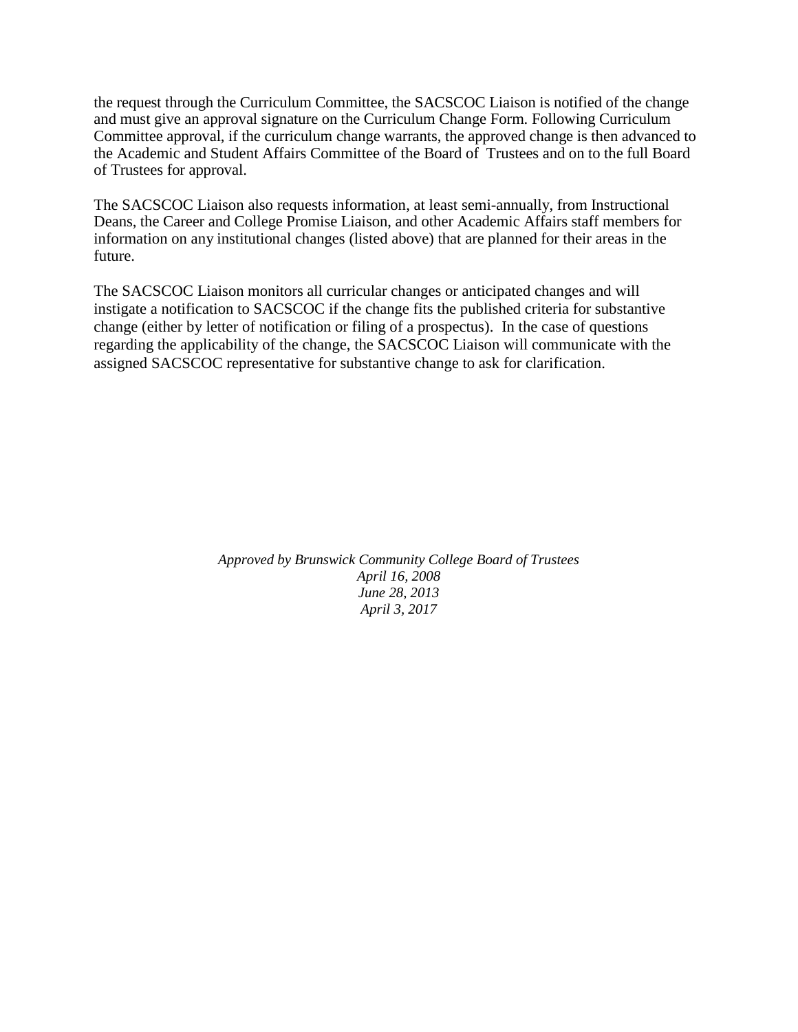the request through the Curriculum Committee, the SACSCOC Liaison is notified of the change and must give an approval signature on the Curriculum Change Form. Following Curriculum Committee approval, if the curriculum change warrants, the approved change is then advanced to the Academic and Student Affairs Committee of the Board of Trustees and on to the full Board of Trustees for approval.

The SACSCOC Liaison also requests information, at least semi-annually, from Instructional Deans, the Career and College Promise Liaison, and other Academic Affairs staff members for information on any institutional changes (listed above) that are planned for their areas in the future.

The SACSCOC Liaison monitors all curricular changes or anticipated changes and will instigate a notification to SACSCOC if the change fits the published criteria for substantive change (either by letter of notification or filing of a prospectus). In the case of questions regarding the applicability of the change, the SACSCOC Liaison will communicate with the assigned SACSCOC representative for substantive change to ask for clarification.

*Approved by Brunswick Community College Board of Trustees*
*April 16, 2008*
*June 28, 2013*
*April 3, 2017*